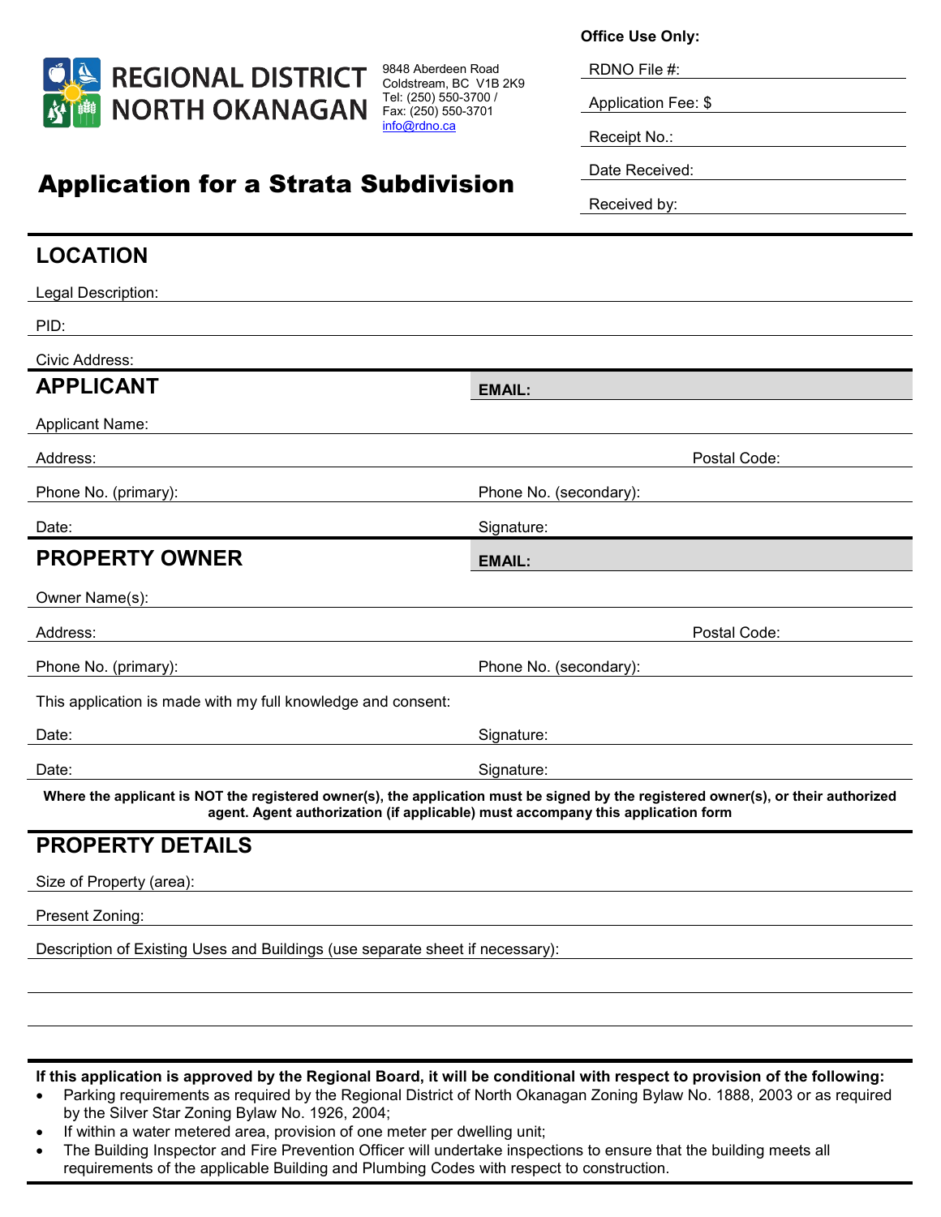**REGIONAL DISTRICT NORTH OKANAGAN**

9848 Aberdeen Road
Coldstream, BC V1B 2K9
Tel: (250) 550-3700 /
Fax: (250) 550-3701
info@rdno.ca

**Office Use Only:**

RDNO File #:

Application Fee: $

Receipt No.:

Date Received:

Received by:

# Application for a Strata Subdivision

## LOCATION

Legal Description:

PID:

Civic Address:

## APPLICANT

**EMAIL:**

Applicant Name:

Address: Postal Code:

Phone No. (primary): Phone No. (secondary):

Date: Signature:

## PROPERTY OWNER

**EMAIL:**

Owner Name(s):

Address: Postal Code:

Phone No. (primary): Phone No. (secondary):

This application is made with my full knowledge and consent:

Date: Signature:

Date: Signature:

**Where the applicant is NOT the registered owner(s), the application must be signed by the registered owner(s), or their authorized agent. Agent authorization (if applicable) must accompany this application form**

## PROPERTY DETAILS

Size of Property (area):

Present Zoning:

Description of Existing Uses and Buildings (use separate sheet if necessary):

**If this application is approved by the Regional Board, it will be conditional with respect to provision of the following:**

- Parking requirements as required by the Regional District of North Okanagan Zoning Bylaw No. 1888, 2003 or as required by the Silver Star Zoning Bylaw No. 1926, 2004;
- If within a water metered area, provision of one meter per dwelling unit;
- The Building Inspector and Fire Prevention Officer will undertake inspections to ensure that the building meets all requirements of the applicable Building and Plumbing Codes with respect to construction.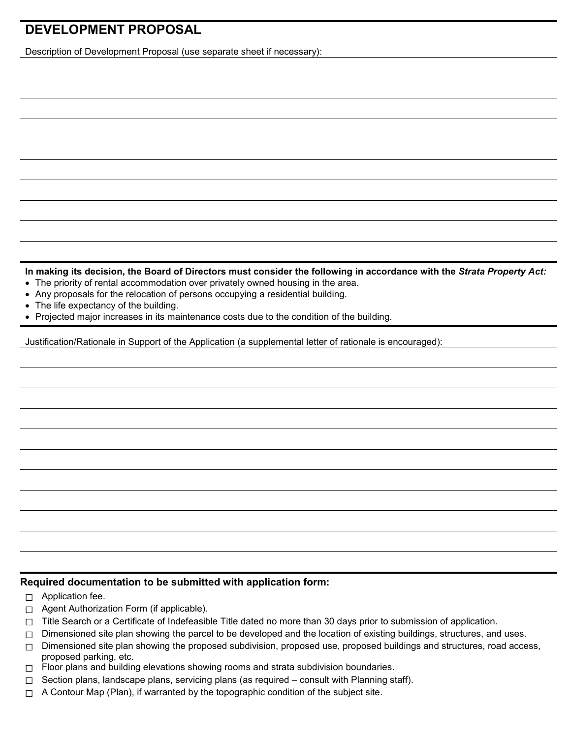## DEVELOPMENT PROPOSAL

Description of Development Proposal (use separate sheet if necessary):

**In making its decision, the Board of Directors must consider the following in accordance with the *Strata Property Act:***

- The priority of rental accommodation over privately owned housing in the area.
- Any proposals for the relocation of persons occupying a residential building.
- The life expectancy of the building.
- Projected major increases in its maintenance costs due to the condition of the building.

Justification/Rationale in Support of the Application (a supplemental letter of rationale is encouraged):

**Required documentation to be submitted with application form:**

- ☐ Application fee.
- ☐ Agent Authorization Form (if applicable).
- ☐ Title Search or a Certificate of Indefeasible Title dated no more than 30 days prior to submission of application.
- ☐ Dimensioned site plan showing the parcel to be developed and the location of existing buildings, structures, and uses.
- ☐ Dimensioned site plan showing the proposed subdivision, proposed use, proposed buildings and structures, road access, proposed parking, etc.
- ☐ Floor plans and building elevations showing rooms and strata subdivision boundaries.
- ☐ Section plans, landscape plans, servicing plans (as required – consult with Planning staff).
- ☐ A Contour Map (Plan), if warranted by the topographic condition of the subject site.